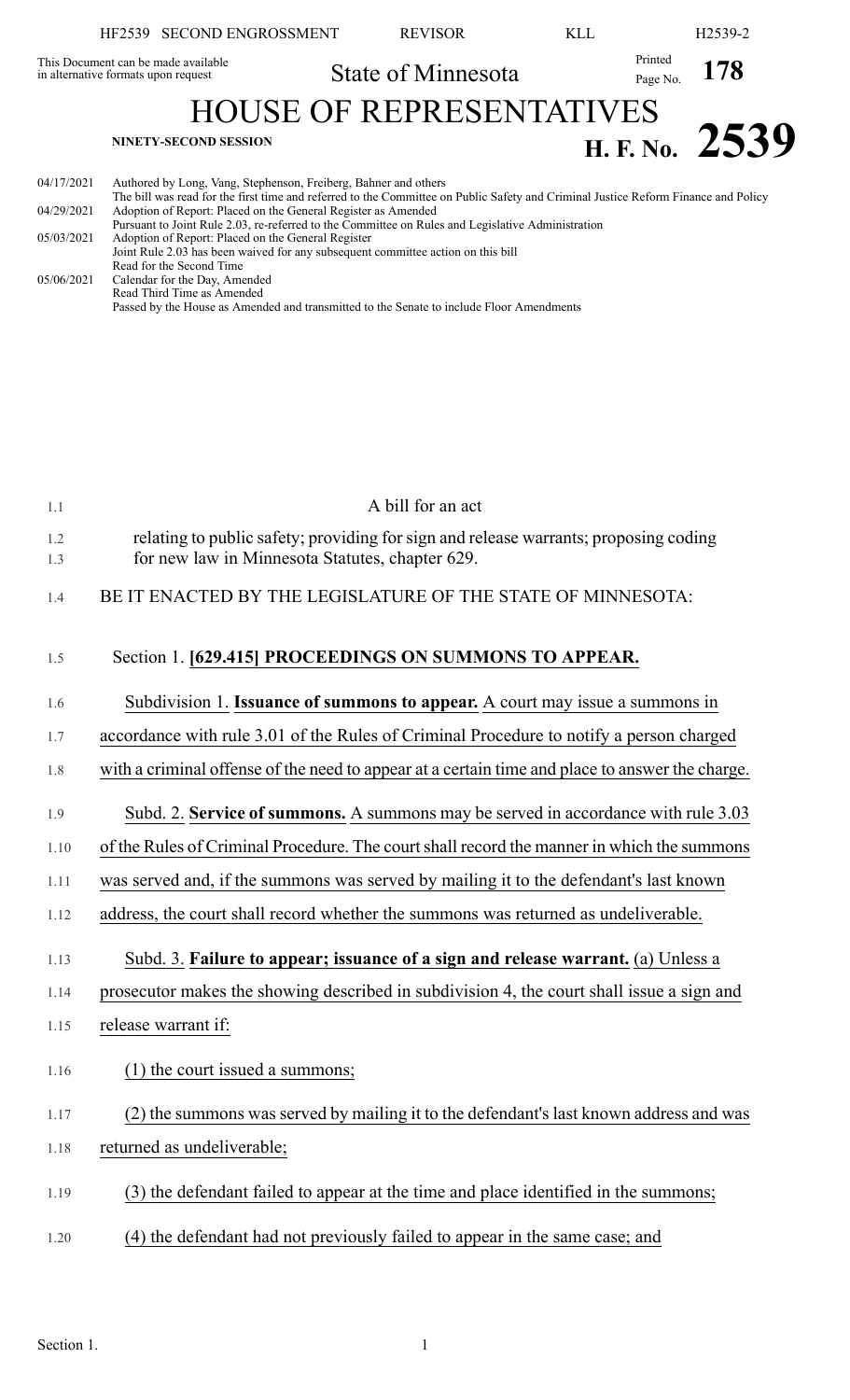This Document can be made available in alternative formats upon request

State of Minnesota

# HOUSE OF REPRESENTATIVES

**NINETY-SECOND SESSION**

**H. F. No. 2539**

04/17/2021 Authored by Long, Vang, Stephenson, Freiberg, Bahner and others
The bill was read for the first time and referred to the Committee on Public Safety and Criminal Justice Reform Finance and Policy
04/29/2021 Adoption of Report: Placed on the General Register as Amended
Pursuant to Joint Rule 2.03, re-referred to the Committee on Rules and Legislative Administration
05/03/2021 Adoption of Report: Placed on the General Register
Joint Rule 2.03 has been waived for any subsequent committee action on this bill
Read for the Second Time
05/06/2021 Calendar for the Day, Amended
Read Third Time as Amended
Passed by the House as Amended and transmitted to the Senate to include Floor Amendments

A bill for an act

relating to public safety; providing for sign and release warrants; proposing coding for new law in Minnesota Statutes, chapter 629.

BE IT ENACTED BY THE LEGISLATURE OF THE STATE OF MINNESOTA:

Section 1. **[629.415] PROCEEDINGS ON SUMMONS TO APPEAR.**

Subdivision 1. **Issuance of summons to appear.** A court may issue a summons in accordance with rule 3.01 of the Rules of Criminal Procedure to notify a person charged with a criminal offense of the need to appear at a certain time and place to answer the charge.

Subd. 2. **Service of summons.** A summons may be served in accordance with rule 3.03 of the Rules of Criminal Procedure. The court shall record the manner in which the summons was served and, if the summons was served by mailing it to the defendant's last known address, the court shall record whether the summons was returned as undeliverable.

Subd. 3. **Failure to appear; issuance of a sign and release warrant.** (a) Unless a prosecutor makes the showing described in subdivision 4, the court shall issue a sign and release warrant if:

(1) the court issued a summons;

(2) the summons was served by mailing it to the defendant's last known address and was returned as undeliverable;

(3) the defendant failed to appear at the time and place identified in the summons;

(4) the defendant had not previously failed to appear in the same case; and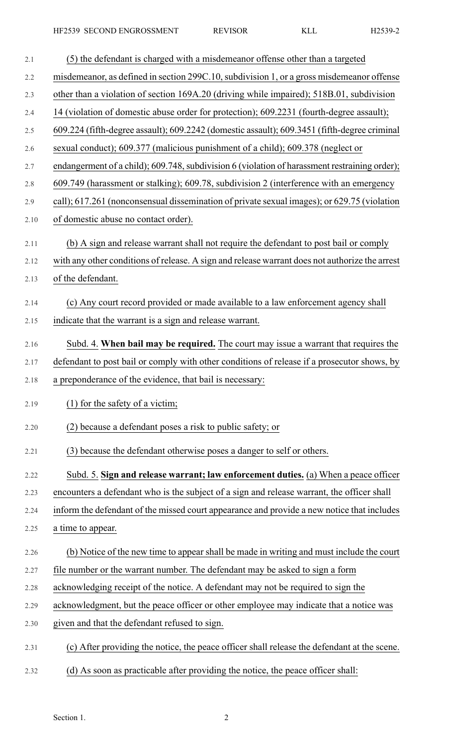(5) the defendant is charged with a misdemeanor offense other than a targeted misdemeanor, as defined in section 299C.10, subdivision 1, or a gross misdemeanor offense other than a violation of section 169A.20 (driving while impaired); 518B.01, subdivision 14 (violation of domestic abuse order for protection); 609.2231 (fourth-degree assault); 609.224 (fifth-degree assault); 609.2242 (domestic assault); 609.3451 (fifth-degree criminal sexual conduct); 609.377 (malicious punishment of a child); 609.378 (neglect or endangerment of a child); 609.748, subdivision 6 (violation of harassment restraining order); 609.749 (harassment or stalking); 609.78, subdivision 2 (interference with an emergency call); 617.261 (nonconsensual dissemination of private sexual images); or 629.75 (violation of domestic abuse no contact order).

(b) A sign and release warrant shall not require the defendant to post bail or comply with any other conditions of release. A sign and release warrant does not authorize the arrest of the defendant.

(c) Any court record provided or made available to a law enforcement agency shall indicate that the warrant is a sign and release warrant.

Subd. 4. **When bail may be required.** The court may issue a warrant that requires the defendant to post bail or comply with other conditions of release if a prosecutor shows, by a preponderance of the evidence, that bail is necessary:

(1) for the safety of a victim;

(2) because a defendant poses a risk to public safety; or

(3) because the defendant otherwise poses a danger to self or others.

Subd. 5. **Sign and release warrant; law enforcement duties.** (a) When a peace officer encounters a defendant who is the subject of a sign and release warrant, the officer shall inform the defendant of the missed court appearance and provide a new notice that includes a time to appear.

(b) Notice of the new time to appear shall be made in writing and must include the court file number or the warrant number. The defendant may be asked to sign a form acknowledging receipt of the notice. A defendant may not be required to sign the acknowledgment, but the peace officer or other employee may indicate that a notice was given and that the defendant refused to sign.

(c) After providing the notice, the peace officer shall release the defendant at the scene.

(d) As soon as practicable after providing the notice, the peace officer shall: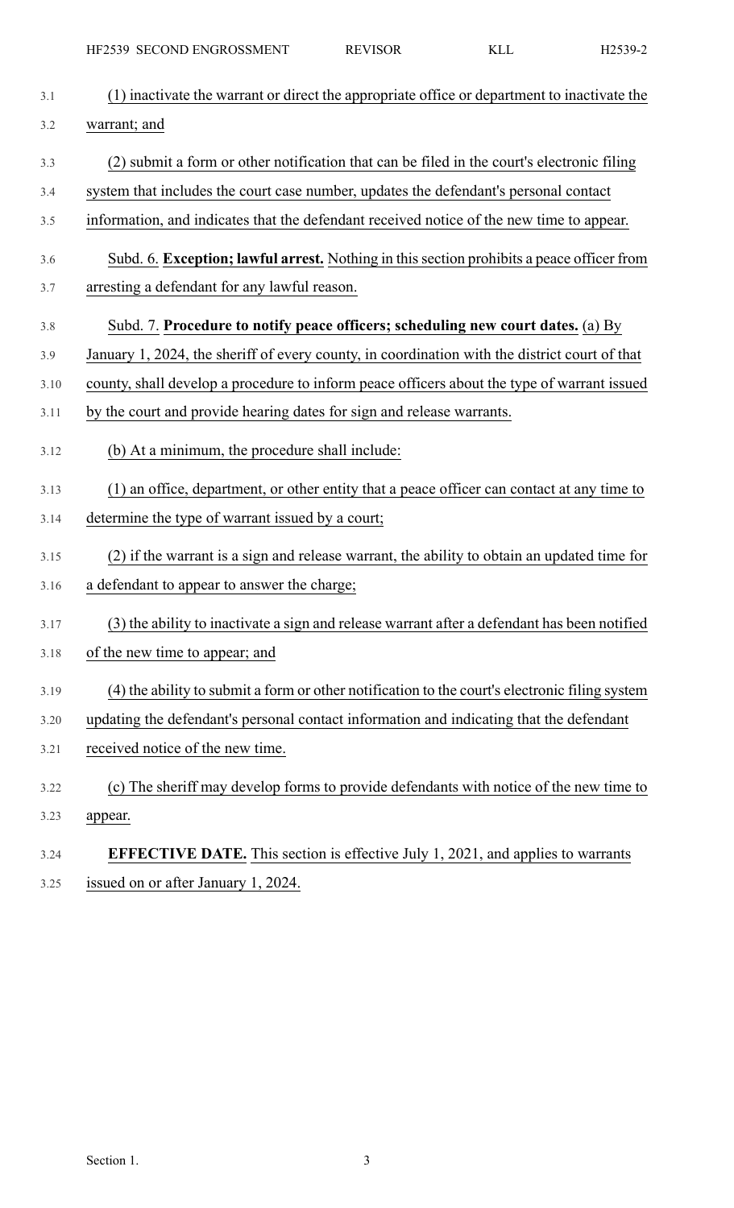(1) inactivate the warrant or direct the appropriate office or department to inactivate the warrant; and

(2) submit a form or other notification that can be filed in the court's electronic filing system that includes the court case number, updates the defendant's personal contact information, and indicates that the defendant received notice of the new time to appear.

Subd. 6. **Exception; lawful arrest.** Nothing in this section prohibits a peace officer from arresting a defendant for any lawful reason.

Subd. 7. **Procedure to notify peace officers; scheduling new court dates.** (a) By January 1, 2024, the sheriff of every county, in coordination with the district court of that county, shall develop a procedure to inform peace officers about the type of warrant issued by the court and provide hearing dates for sign and release warrants.

(b) At a minimum, the procedure shall include:

(1) an office, department, or other entity that a peace officer can contact at any time to determine the type of warrant issued by a court;

(2) if the warrant is a sign and release warrant, the ability to obtain an updated time for a defendant to appear to answer the charge;

(3) the ability to inactivate a sign and release warrant after a defendant has been notified of the new time to appear; and

(4) the ability to submit a form or other notification to the court's electronic filing system updating the defendant's personal contact information and indicating that the defendant received notice of the new time.

(c) The sheriff may develop forms to provide defendants with notice of the new time to appear.

**EFFECTIVE DATE.** This section is effective July 1, 2021, and applies to warrants issued on or after January 1, 2024.